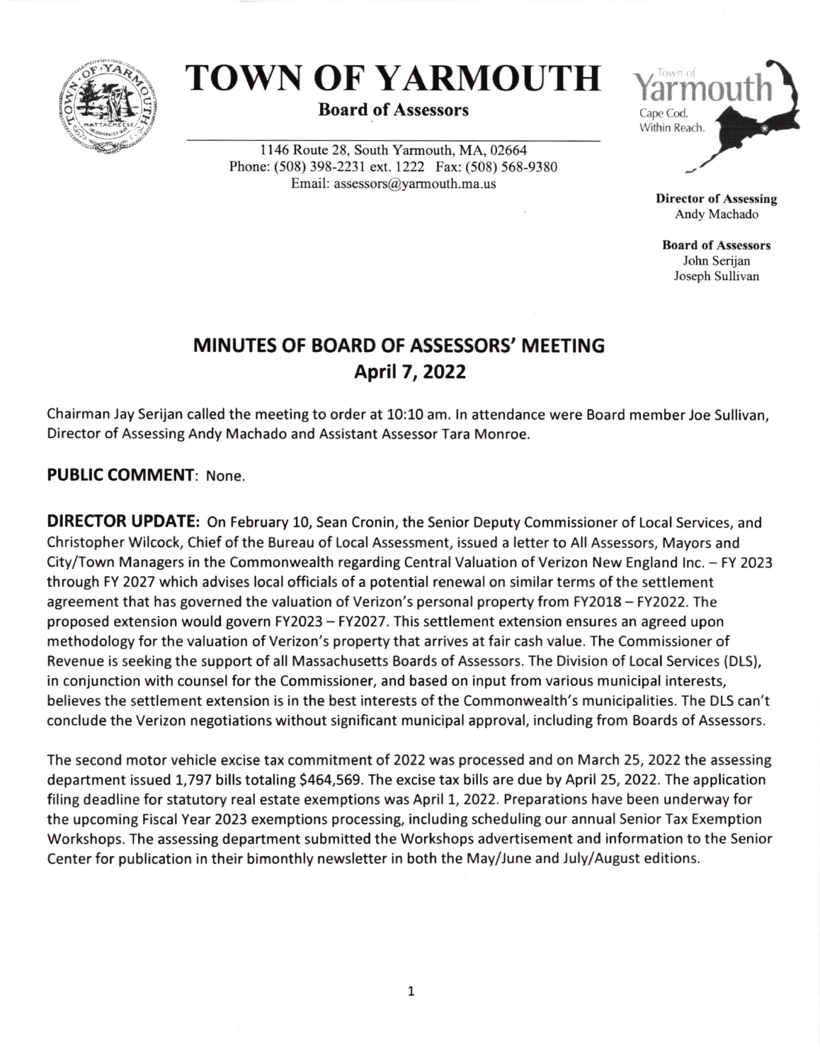# TOWN OF YARMOUTH

**Board of Assessors**

1146 Route 28, South Yarmouth, MA, 02664
Phone: (508) 398-2231 ext. 1222 Fax: (508) 568-9380
Email: assessors@yarmouth.ma.us

**Director of Assessing**
Andy Machado

**Board of Assessors**
John Serijan
Joseph Sullivan

## MINUTES OF BOARD OF ASSESSORS' MEETING
## April 7, 2022

Chairman Jay Serijan called the meeting to order at 10:10 am. In attendance were Board member Joe Sullivan, Director of Assessing Andy Machado and Assistant Assessor Tara Monroe.

**PUBLIC COMMENT**: None.

**DIRECTOR UPDATE:** On February 10, Sean Cronin, the Senior Deputy Commissioner of Local Services, and Christopher Wilcock, Chief of the Bureau of Local Assessment, issued a letter to All Assessors, Mayors and City/Town Managers in the Commonwealth regarding Central Valuation of Verizon New England Inc. – FY 2023 through FY 2027 which advises local officials of a potential renewal on similar terms of the settlement agreement that has governed the valuation of Verizon's personal property from FY2018 – FY2022. The proposed extension would govern FY2023 – FY2027. This settlement extension ensures an agreed upon methodology for the valuation of Verizon's property that arrives at fair cash value. The Commissioner of Revenue is seeking the support of all Massachusetts Boards of Assessors. The Division of Local Services (DLS), in conjunction with counsel for the Commissioner, and based on input from various municipal interests, believes the settlement extension is in the best interests of the Commonwealth's municipalities. The DLS can't conclude the Verizon negotiations without significant municipal approval, including from Boards of Assessors.

The second motor vehicle excise tax commitment of 2022 was processed and on March 25, 2022 the assessing department issued 1,797 bills totaling $464,569. The excise tax bills are due by April 25, 2022. The application filing deadline for statutory real estate exemptions was April 1, 2022. Preparations have been underway for the upcoming Fiscal Year 2023 exemptions processing, including scheduling our annual Senior Tax Exemption Workshops. The assessing department submitted the Workshops advertisement and information to the Senior Center for publication in their bimonthly newsletter in both the May/June and July/August editions.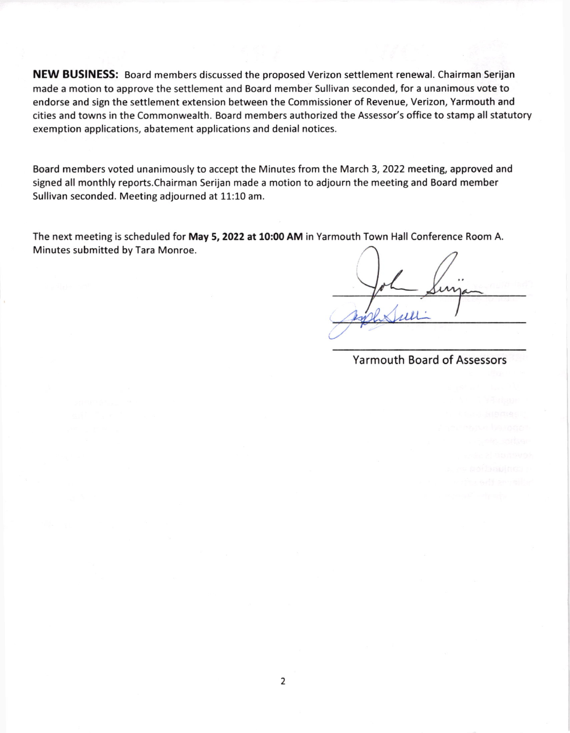**NEW BUSINESS:** Board members discussed the proposed Verizon settlement renewal. Chairman Serijan made a motion to approve the settlement and Board member Sullivan seconded, for a unanimous vote to endorse and sign the settlement extension between the Commissioner of Revenue, Verizon, Yarmouth and cities and towns in the Commonwealth. Board members authorized the Assessor's office to stamp all statutory exemption applications, abatement applications and denial notices.

Board members voted unanimously to accept the Minutes from the March 3, 2022 meeting, approved and signed all monthly reports.Chairman Serijan made a motion to adjourn the meeting and Board member Sullivan seconded. Meeting adjourned at 11:10 am.

The next meeting is scheduled for **May 5, 2022 at 10:00 AM** in Yarmouth Town Hall Conference Room A. Minutes submitted by Tara Monroe.

Yarmouth Board of Assessors